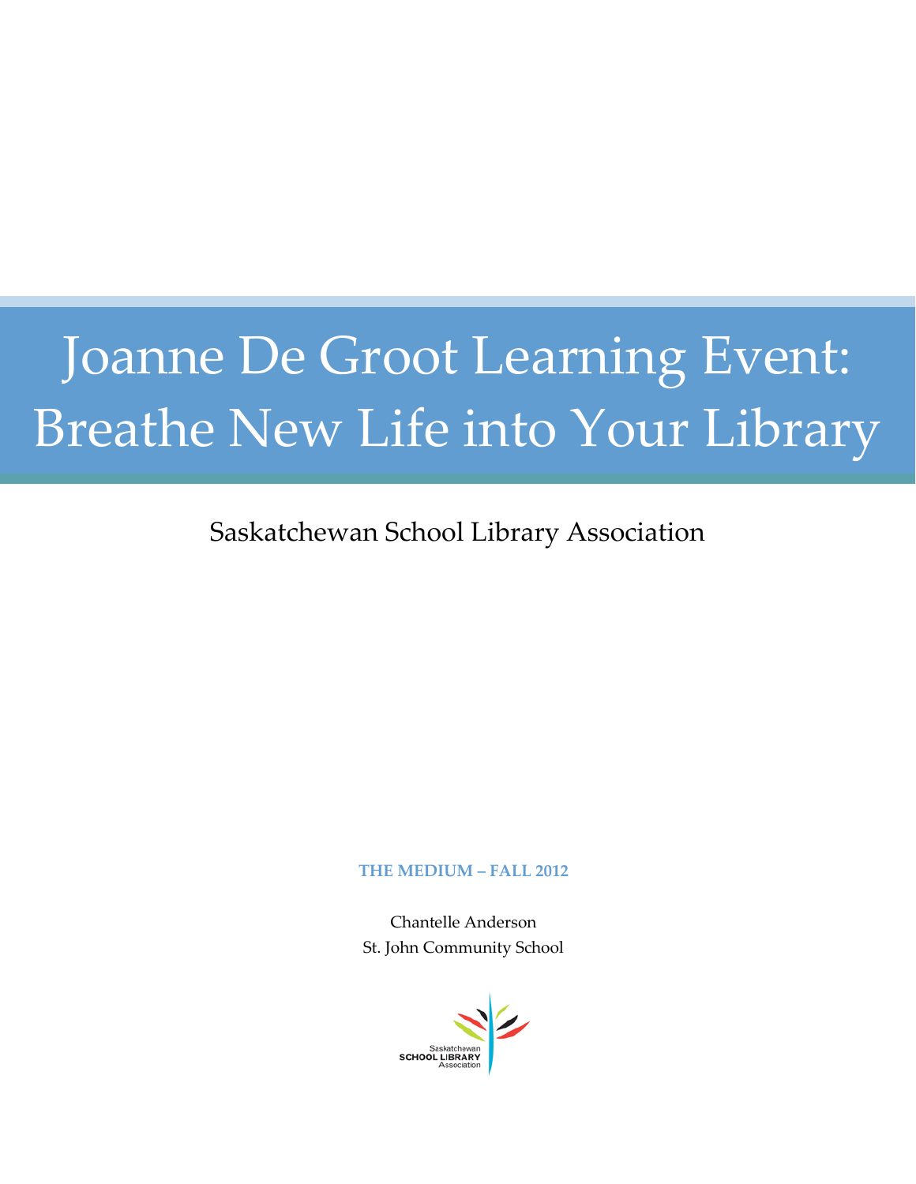# Joanne De Groot Learning Event: Breathe New Life into Your Library

Saskatchewan School Library Association

**THE MEDIUM – FALL 2012**

Chantelle Anderson
St. John Community School

Saskatchewan
SCHOOL LIBRARY
Association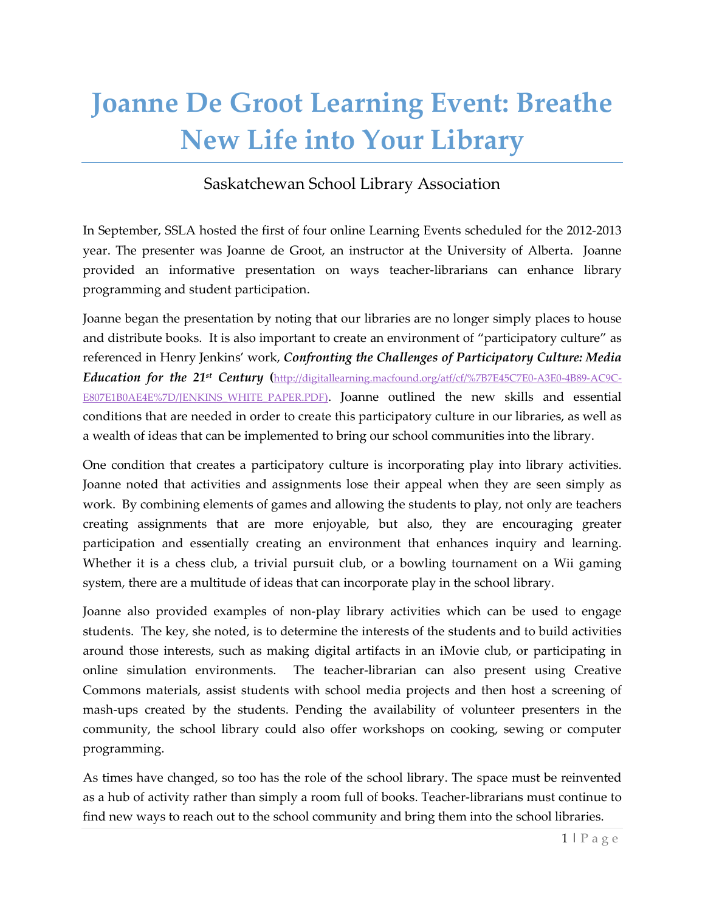# Joanne De Groot Learning Event: Breathe New Life into Your Library

Saskatchewan School Library Association

In September, SSLA hosted the first of four online Learning Events scheduled for the 2012-2013 year. The presenter was Joanne de Groot, an instructor at the University of Alberta. Joanne provided an informative presentation on ways teacher-librarians can enhance library programming and student participation.

Joanne began the presentation by noting that our libraries are no longer simply places to house and distribute books. It is also important to create an environment of "participatory culture" as referenced in Henry Jenkins' work, ***Confronting the Challenges of Participatory Culture: Media Education for the 21st Century*** (http://digitallearning.macfound.org/atf/cf/%7B7E45C7E0-A3E0-4B89-AC9C-E807E1B0AE4E%7D/JENKINS_WHITE_PAPER.PDF). Joanne outlined the new skills and essential conditions that are needed in order to create this participatory culture in our libraries, as well as a wealth of ideas that can be implemented to bring our school communities into the library.

One condition that creates a participatory culture is incorporating play into library activities. Joanne noted that activities and assignments lose their appeal when they are seen simply as work. By combining elements of games and allowing the students to play, not only are teachers creating assignments that are more enjoyable, but also, they are encouraging greater participation and essentially creating an environment that enhances inquiry and learning. Whether it is a chess club, a trivial pursuit club, or a bowling tournament on a Wii gaming system, there are a multitude of ideas that can incorporate play in the school library.

Joanne also provided examples of non-play library activities which can be used to engage students. The key, she noted, is to determine the interests of the students and to build activities around those interests, such as making digital artifacts in an iMovie club, or participating in online simulation environments. The teacher-librarian can also present using Creative Commons materials, assist students with school media projects and then host a screening of mash-ups created by the students. Pending the availability of volunteer presenters in the community, the school library could also offer workshops on cooking, sewing or computer programming.

As times have changed, so too has the role of the school library. The space must be reinvented as a hub of activity rather than simply a room full of books. Teacher-librarians must continue to find new ways to reach out to the school community and bring them into the school libraries.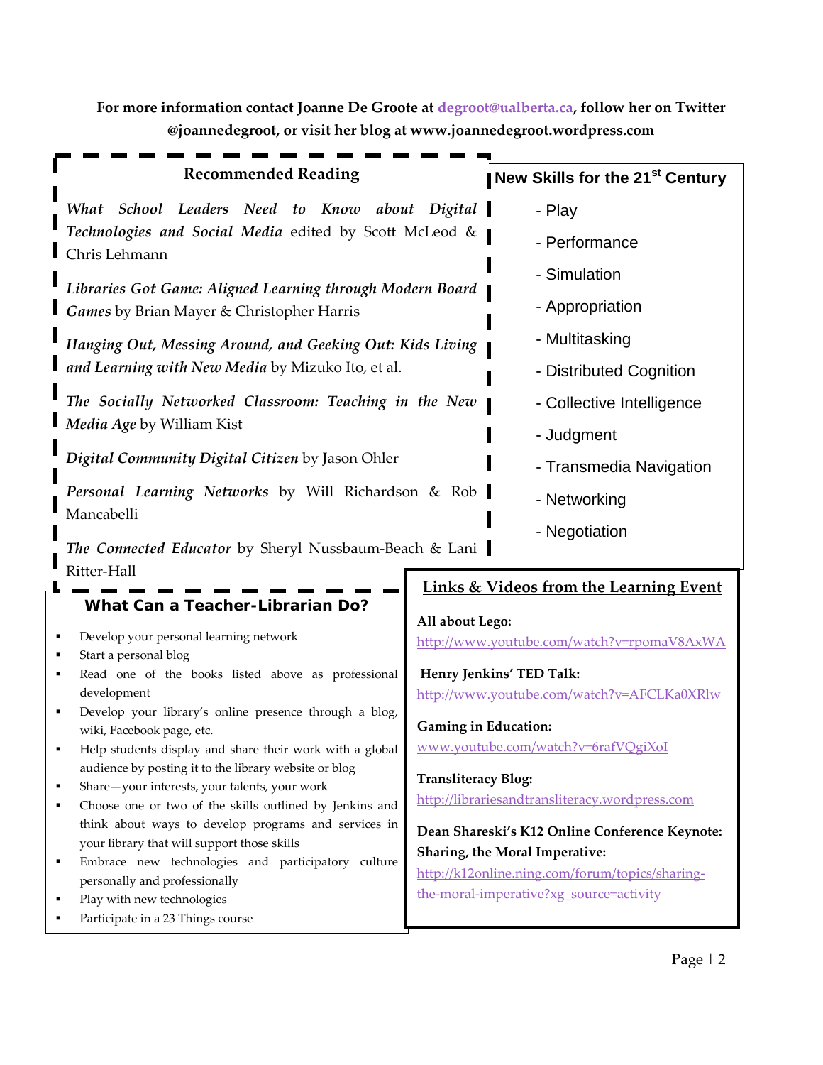**For more information contact Joanne De Groote at [degroot@ualberta.ca](mailto:degroot@ualberta.ca), follow her on Twitter @joannedegroot, or visit her blog at www.joannedegroot.wordpress.com**

## Recommended Reading

*What School Leaders Need to Know about Digital Technologies and Social Media* edited by Scott McLeod & Chris Lehmann

*Libraries Got Game: Aligned Learning through Modern Board Games* by Brian Mayer & Christopher Harris

*Hanging Out, Messing Around, and Geeking Out: Kids Living and Learning with New Media* by Mizuko Ito, et al.

*The Socially Networked Classroom: Teaching in the New Media Age* by William Kist

*Digital Community Digital Citizen* by Jason Ohler

*Personal Learning Networks* by Will Richardson & Rob Mancabelli

*The Connected Educator* by Sheryl Nussbaum-Beach & Lani Ritter-Hall

## New Skills for the 21st Century

- Play
- Performance
- Simulation
- Appropriation
- Multitasking
- Distributed Cognition
- Collective Intelligence
- Judgment
- Transmedia Navigation
- Networking
- Negotiation

## What Can a Teacher-Librarian Do?

- Develop your personal learning network
- Start a personal blog
- Read one of the books listed above as professional development
- Develop your library's online presence through a blog, wiki, Facebook page, etc.
- Help students display and share their work with a global audience by posting it to the library website or blog
- Share—your interests, your talents, your work
- Choose one or two of the skills outlined by Jenkins and think about ways to develop programs and services in your library that will support those skills
- Embrace new technologies and participatory culture personally and professionally
- Play with new technologies
- Participate in a 23 Things course

## Links & Videos from the Learning Event

**All about Lego:**
http://www.youtube.com/watch?v=rpomaV8AxWA

**Henry Jenkins' TED Talk:**
http://www.youtube.com/watch?v=AFCLKa0XRlw

**Gaming in Education:**
www.youtube.com/watch?v=6rafVQgiXoI

**Transliteracy Blog:**
http://librariesandtransliteracy.wordpress.com

**Dean Shareski's K12 Online Conference Keynote: Sharing, the Moral Imperative:**
http://k12online.ning.com/forum/topics/sharing-the-moral-imperative?xg_source=activity